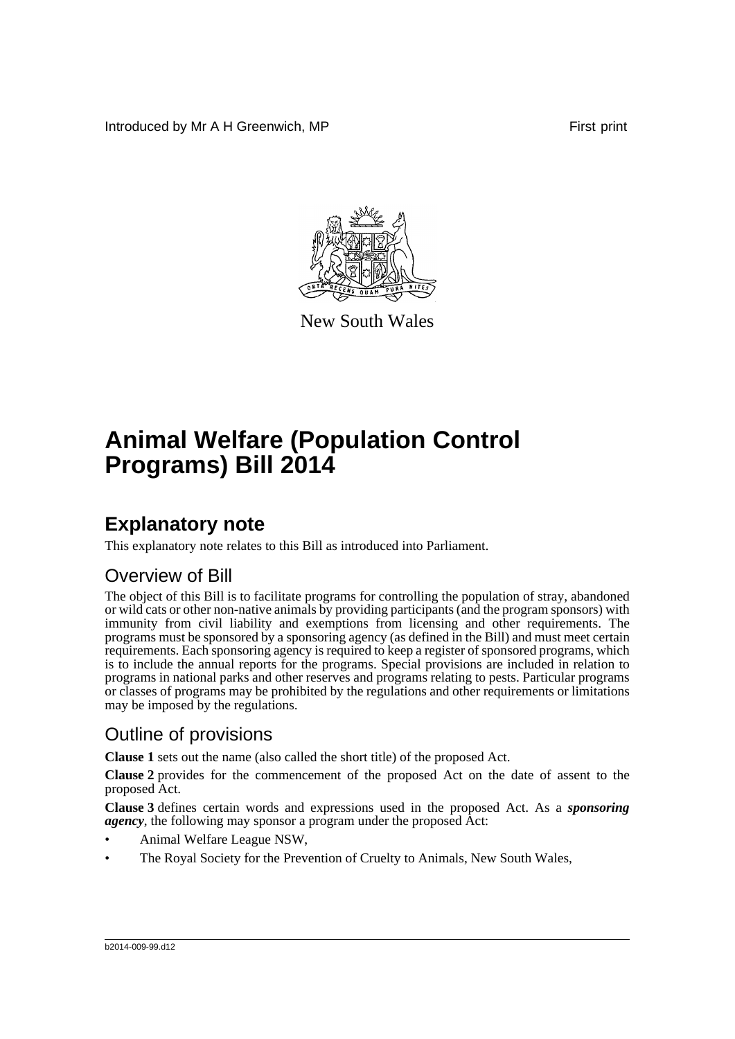Introduced by Mr A H Greenwich, MP First print

New South Wales

# Animal Welfare (Population Control Programs) Bill 2014

## Explanatory note

This explanatory note relates to this Bill as introduced into Parliament.

### Overview of Bill

The object of this Bill is to facilitate programs for controlling the population of stray, abandoned or wild cats or other non-native animals by providing participants (and the program sponsors) with immunity from civil liability and exemptions from licensing and other requirements. The programs must be sponsored by a sponsoring agency (as defined in the Bill) and must meet certain requirements. Each sponsoring agency is required to keep a register of sponsored programs, which is to include the annual reports for the programs. Special provisions are included in relation to programs in national parks and other reserves and programs relating to pests. Particular programs or classes of programs may be prohibited by the regulations and other requirements or limitations may be imposed by the regulations.

### Outline of provisions

**Clause 1** sets out the name (also called the short title) of the proposed Act.

**Clause 2** provides for the commencement of the proposed Act on the date of assent to the proposed Act.

**Clause 3** defines certain words and expressions used in the proposed Act. As a ***sponsoring agency***, the following may sponsor a program under the proposed Act:

- Animal Welfare League NSW,
- The Royal Society for the Prevention of Cruelty to Animals, New South Wales,

b2014-009-99.d12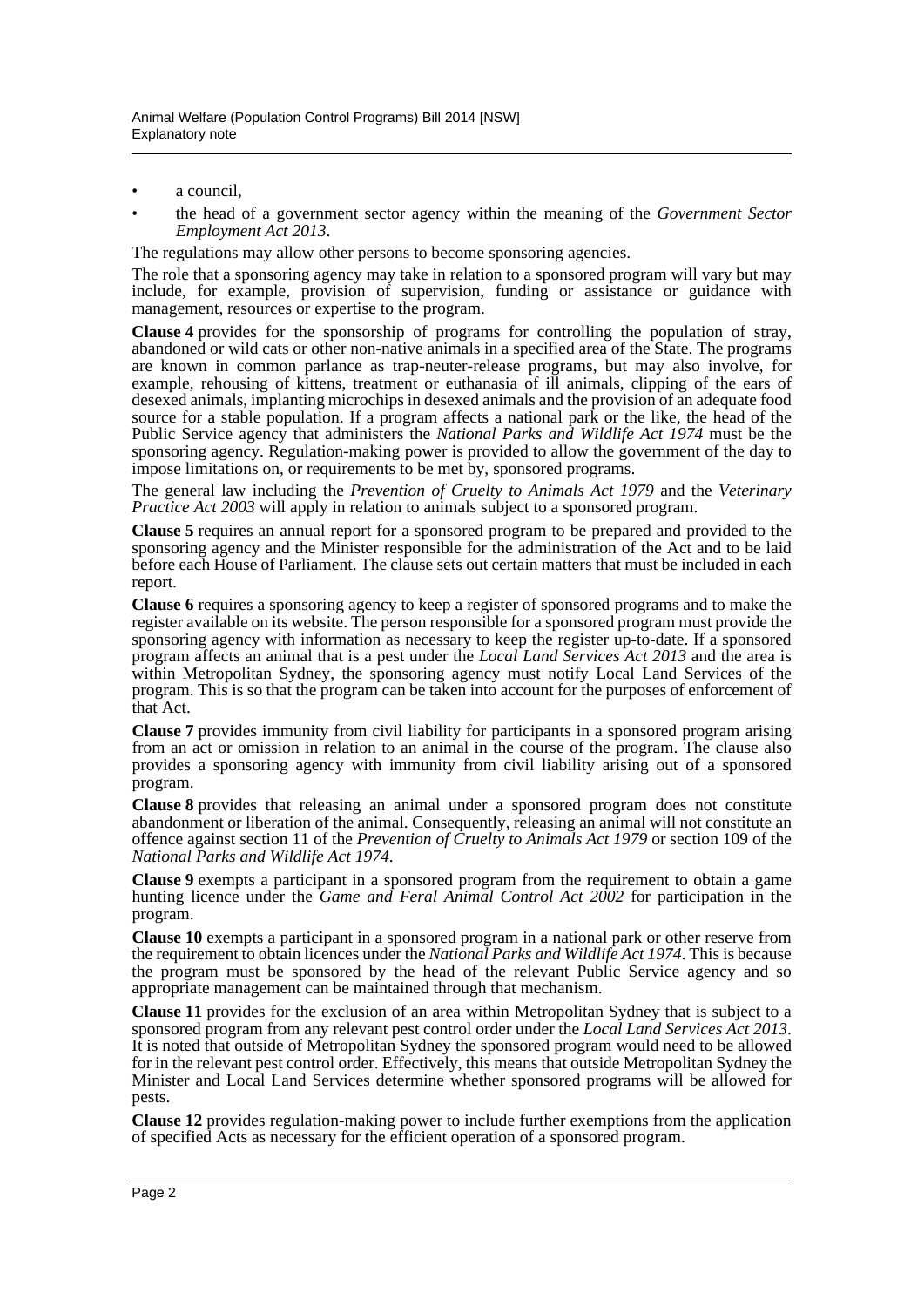- a council,
- the head of a government sector agency within the meaning of the *Government Sector Employment Act 2013*.

The regulations may allow other persons to become sponsoring agencies.

The role that a sponsoring agency may take in relation to a sponsored program will vary but may include, for example, provision of supervision, funding or assistance or guidance with management, resources or expertise to the program.

**Clause 4** provides for the sponsorship of programs for controlling the population of stray, abandoned or wild cats or other non-native animals in a specified area of the State. The programs are known in common parlance as trap-neuter-release programs, but may also involve, for example, rehousing of kittens, treatment or euthanasia of ill animals, clipping of the ears of desexed animals, implanting microchips in desexed animals and the provision of an adequate food source for a stable population. If a program affects a national park or the like, the head of the Public Service agency that administers the *National Parks and Wildlife Act 1974* must be the sponsoring agency. Regulation-making power is provided to allow the government of the day to impose limitations on, or requirements to be met by, sponsored programs.

The general law including the *Prevention of Cruelty to Animals Act 1979* and the *Veterinary Practice Act 2003* will apply in relation to animals subject to a sponsored program.

**Clause 5** requires an annual report for a sponsored program to be prepared and provided to the sponsoring agency and the Minister responsible for the administration of the Act and to be laid before each House of Parliament. The clause sets out certain matters that must be included in each report.

**Clause 6** requires a sponsoring agency to keep a register of sponsored programs and to make the register available on its website. The person responsible for a sponsored program must provide the sponsoring agency with information as necessary to keep the register up-to-date. If a sponsored program affects an animal that is a pest under the *Local Land Services Act 2013* and the area is within Metropolitan Sydney, the sponsoring agency must notify Local Land Services of the program. This is so that the program can be taken into account for the purposes of enforcement of that Act.

**Clause 7** provides immunity from civil liability for participants in a sponsored program arising from an act or omission in relation to an animal in the course of the program. The clause also provides a sponsoring agency with immunity from civil liability arising out of a sponsored program.

**Clause 8** provides that releasing an animal under a sponsored program does not constitute abandonment or liberation of the animal. Consequently, releasing an animal will not constitute an offence against section 11 of the *Prevention of Cruelty to Animals Act 1979* or section 109 of the *National Parks and Wildlife Act 1974*.

**Clause 9** exempts a participant in a sponsored program from the requirement to obtain a game hunting licence under the *Game and Feral Animal Control Act 2002* for participation in the program.

**Clause 10** exempts a participant in a sponsored program in a national park or other reserve from the requirement to obtain licences under the *National Parks and Wildlife Act 1974*. This is because the program must be sponsored by the head of the relevant Public Service agency and so appropriate management can be maintained through that mechanism.

**Clause 11** provides for the exclusion of an area within Metropolitan Sydney that is subject to a sponsored program from any relevant pest control order under the *Local Land Services Act 2013*. It is noted that outside of Metropolitan Sydney the sponsored program would need to be allowed for in the relevant pest control order. Effectively, this means that outside Metropolitan Sydney the Minister and Local Land Services determine whether sponsored programs will be allowed for pests.

**Clause 12** provides regulation-making power to include further exemptions from the application of specified Acts as necessary for the efficient operation of a sponsored program.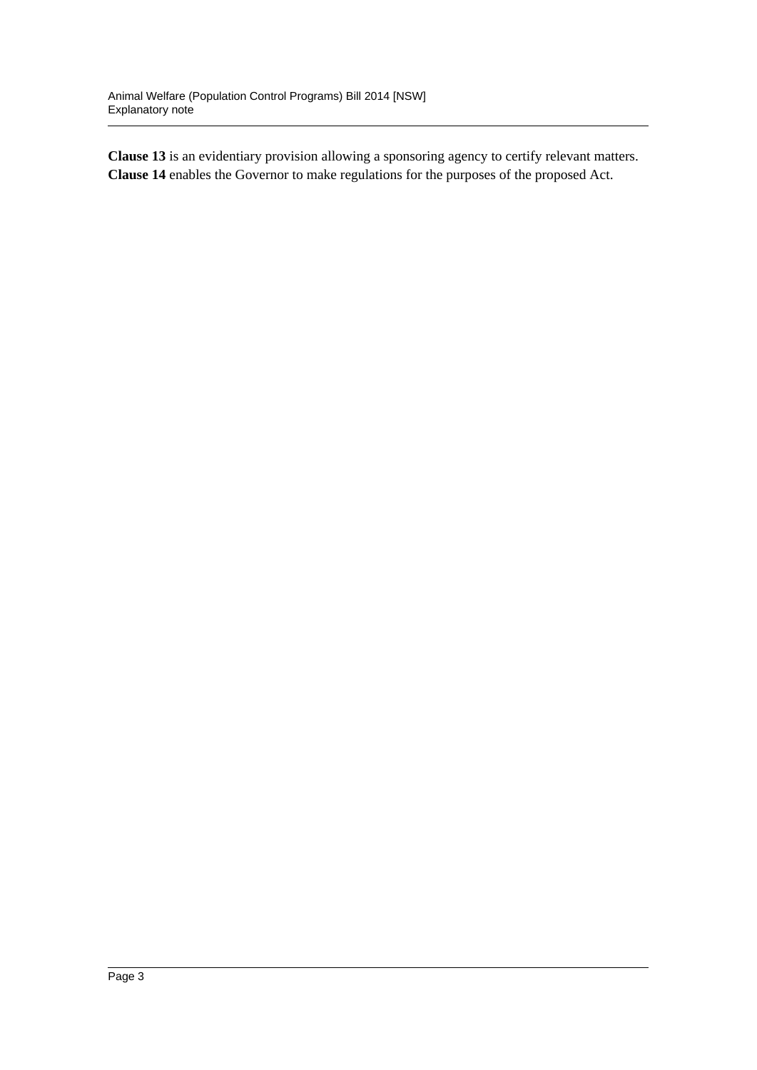**Clause 13** is an evidentiary provision allowing a sponsoring agency to certify relevant matters.

**Clause 14** enables the Governor to make regulations for the purposes of the proposed Act.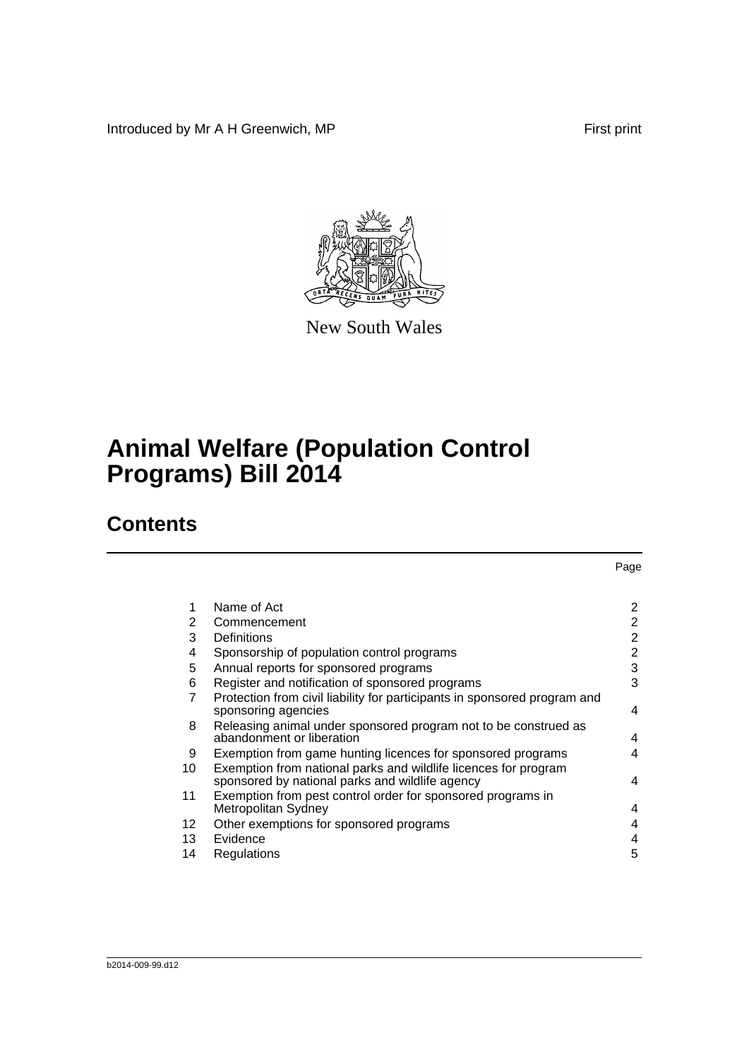Introduced by Mr A H Greenwich, MP

First print

New South Wales

# Animal Welfare (Population Control Programs) Bill 2014

## Contents

| | | Page |
|---|---|---|
| 1 | Name of Act | 2 |
| 2 | Commencement | 2 |
| 3 | Definitions | 2 |
| 4 | Sponsorship of population control programs | 2 |
| 5 | Annual reports for sponsored programs | 3 |
| 6 | Register and notification of sponsored programs | 3 |
| 7 | Protection from civil liability for participants in sponsored program and sponsoring agencies | 4 |
| 8 | Releasing animal under sponsored program not to be construed as abandonment or liberation | 4 |
| 9 | Exemption from game hunting licences for sponsored programs | 4 |
| 10 | Exemption from national parks and wildlife licences for program sponsored by national parks and wildlife agency | 4 |
| 11 | Exemption from pest control order for sponsored programs in Metropolitan Sydney | 4 |
| 12 | Other exemptions for sponsored programs | 4 |
| 13 | Evidence | 4 |
| 14 | Regulations | 5 |

b2014-009-99.d12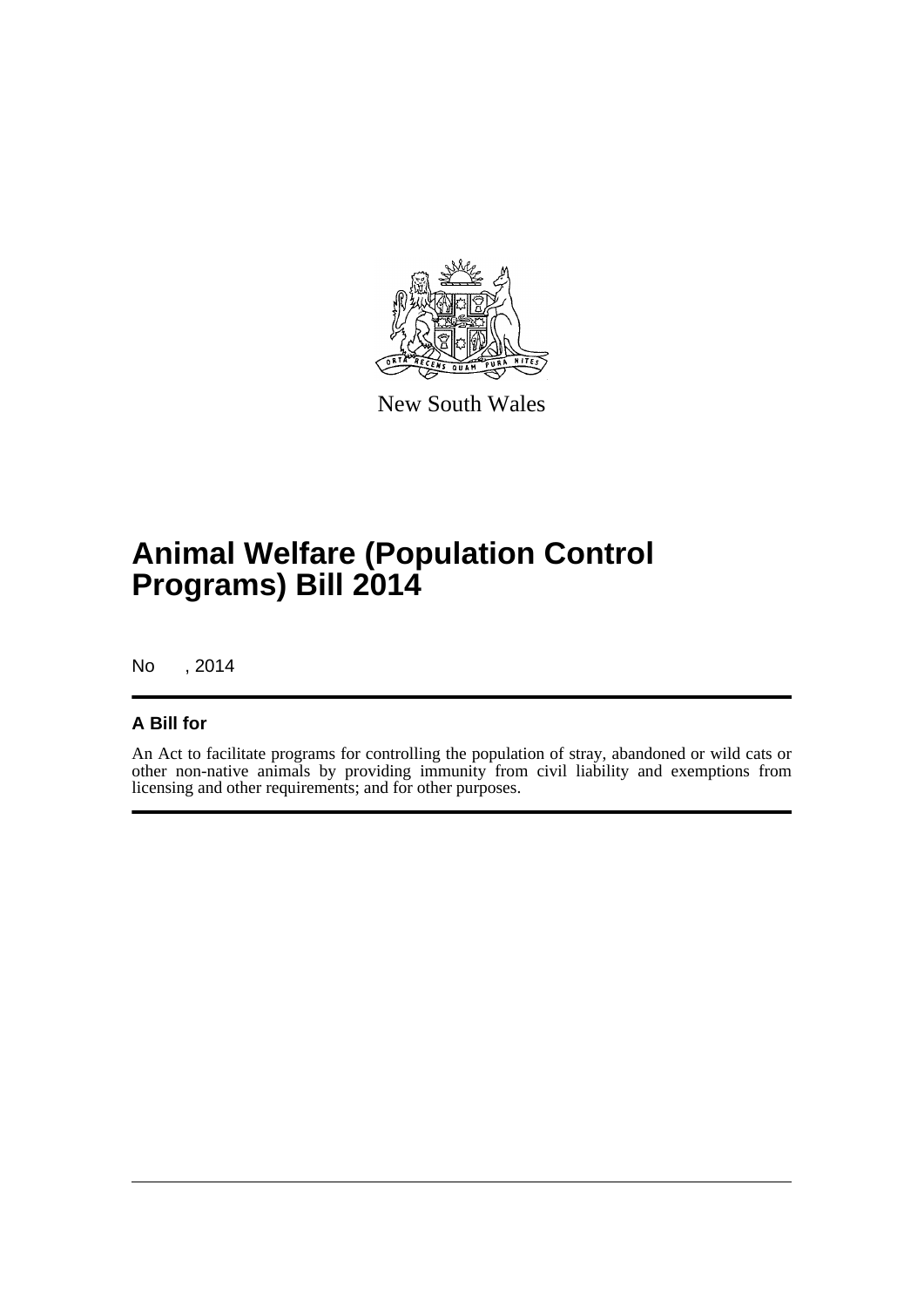New South Wales

# Animal Welfare (Population Control Programs) Bill 2014

No , 2014

## A Bill for

An Act to facilitate programs for controlling the population of stray, abandoned or wild cats or other non-native animals by providing immunity from civil liability and exemptions from licensing and other requirements; and for other purposes.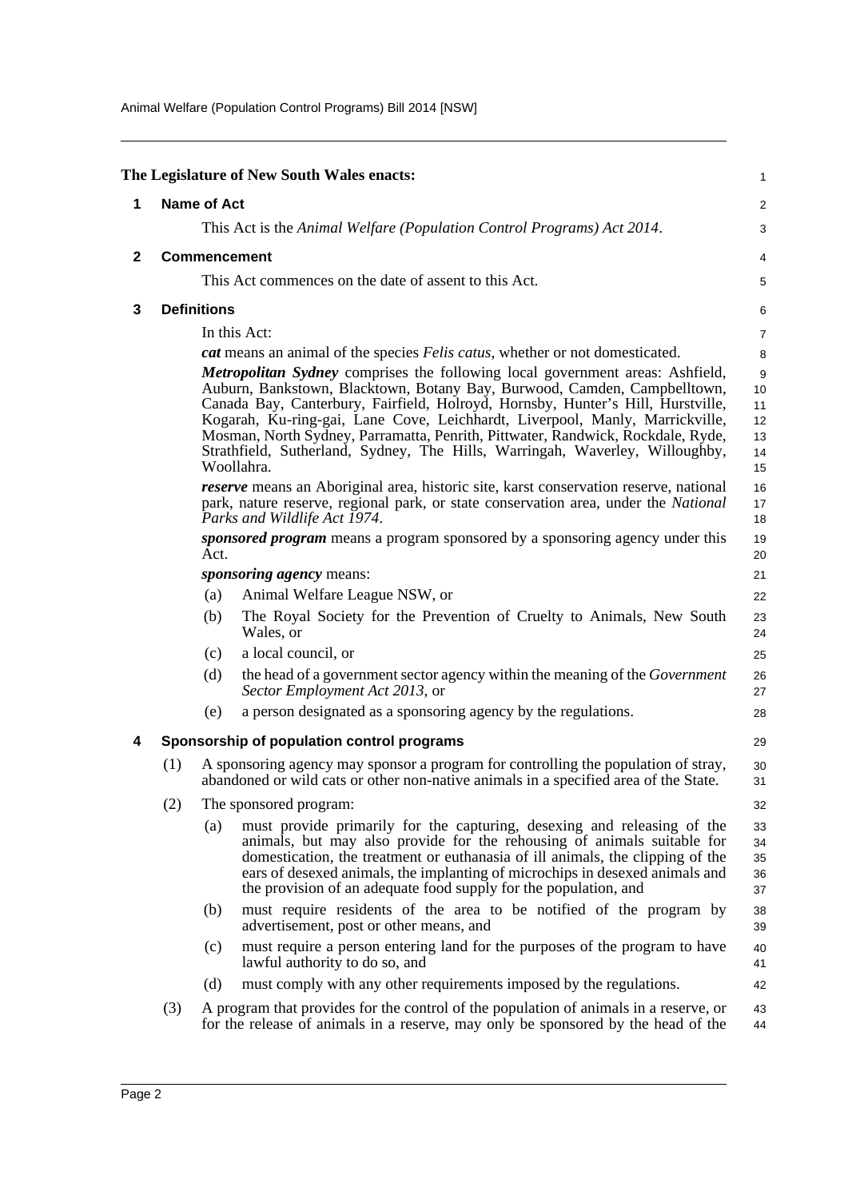**The Legislature of New South Wales enacts:**

## 1 Name of Act

This Act is the *Animal Welfare (Population Control Programs) Act 2014*.

## 2 Commencement

This Act commences on the date of assent to this Act.

## 3 Definitions

In this Act:

***cat*** means an animal of the species *Felis catus*, whether or not domesticated.

***Metropolitan Sydney*** comprises the following local government areas: Ashfield, Auburn, Bankstown, Blacktown, Botany Bay, Burwood, Camden, Campbelltown, Canada Bay, Canterbury, Fairfield, Holroyd, Hornsby, Hunter's Hill, Hurstville, Kogarah, Ku-ring-gai, Lane Cove, Leichhardt, Liverpool, Manly, Marrickville, Mosman, North Sydney, Parramatta, Penrith, Pittwater, Randwick, Rockdale, Ryde, Strathfield, Sutherland, Sydney, The Hills, Warringah, Waverley, Willoughby, Woollahra.

***reserve*** means an Aboriginal area, historic site, karst conservation reserve, national park, nature reserve, regional park, or state conservation area, under the *National Parks and Wildlife Act 1974*.

***sponsored program*** means a program sponsored by a sponsoring agency under this Act.

***sponsoring agency*** means:

(a) Animal Welfare League NSW, or

(b) The Royal Society for the Prevention of Cruelty to Animals, New South Wales, or

(c) a local council, or

(d) the head of a government sector agency within the meaning of the *Government Sector Employment Act 2013*, or

(e) a person designated as a sponsoring agency by the regulations.

## 4 Sponsorship of population control programs

(1) A sponsoring agency may sponsor a program for controlling the population of stray, abandoned or wild cats or other non-native animals in a specified area of the State.

(2) The sponsored program:

(a) must provide primarily for the capturing, desexing and releasing of the animals, but may also provide for the rehousing of animals suitable for domestication, the treatment or euthanasia of ill animals, the clipping of the ears of desexed animals, the implanting of microchips in desexed animals and the provision of an adequate food supply for the population, and

(b) must require residents of the area to be notified of the program by advertisement, post or other means, and

(c) must require a person entering land for the purposes of the program to have lawful authority to do so, and

(d) must comply with any other requirements imposed by the regulations.

(3) A program that provides for the control of the population of animals in a reserve, or for the release of animals in a reserve, may only be sponsored by the head of the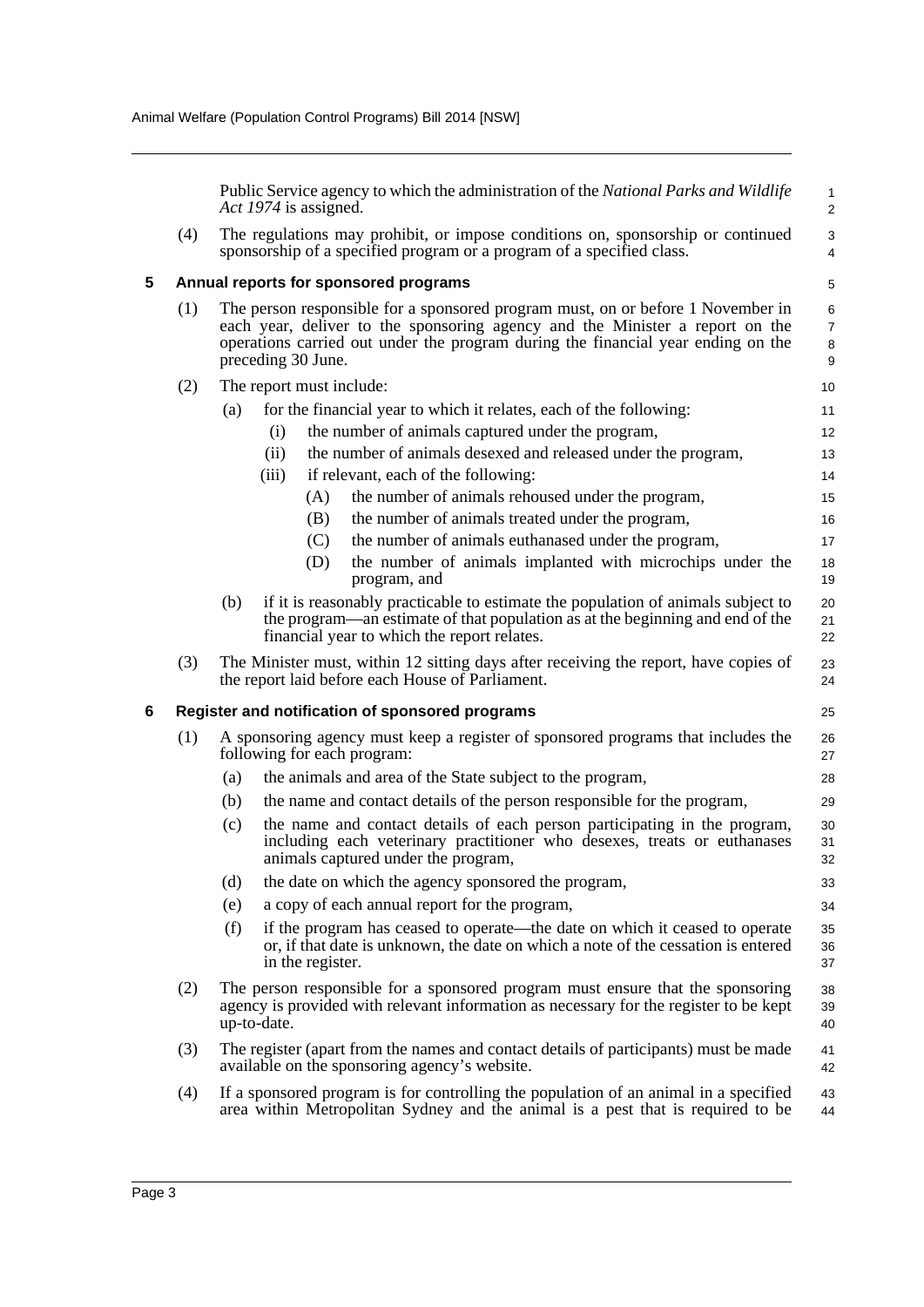Public Service agency to which the administration of the *National Parks and Wildlife Act 1974* is assigned.

(4) The regulations may prohibit, or impose conditions on, sponsorship or continued sponsorship of a specified program or a program of a specified class.

### 5 Annual reports for sponsored programs

(1) The person responsible for a sponsored program must, on or before 1 November in each year, deliver to the sponsoring agency and the Minister a report on the operations carried out under the program during the financial year ending on the preceding 30 June.

(2) The report must include:

- (a) for the financial year to which it relates, each of the following:
  - (i) the number of animals captured under the program,
  - (ii) the number of animals desexed and released under the program,
  - (iii) if relevant, each of the following:
    - (A) the number of animals rehoused under the program,
    - (B) the number of animals treated under the program,
    - (C) the number of animals euthanased under the program,
    - (D) the number of animals implanted with microchips under the program, and
- (b) if it is reasonably practicable to estimate the population of animals subject to the program—an estimate of that population as at the beginning and end of the financial year to which the report relates.

(3) The Minister must, within 12 sitting days after receiving the report, have copies of the report laid before each House of Parliament.

### 6 Register and notification of sponsored programs

(1) A sponsoring agency must keep a register of sponsored programs that includes the following for each program:

- (a) the animals and area of the State subject to the program,
- (b) the name and contact details of the person responsible for the program,
- (c) the name and contact details of each person participating in the program, including each veterinary practitioner who desexes, treats or euthanases animals captured under the program,
- (d) the date on which the agency sponsored the program,
- (e) a copy of each annual report for the program,
- (f) if the program has ceased to operate—the date on which it ceased to operate or, if that date is unknown, the date on which a note of the cessation is entered in the register.

(2) The person responsible for a sponsored program must ensure that the sponsoring agency is provided with relevant information as necessary for the register to be kept up-to-date.

(3) The register (apart from the names and contact details of participants) must be made available on the sponsoring agency's website.

(4) If a sponsored program is for controlling the population of an animal in a specified area within Metropolitan Sydney and the animal is a pest that is required to be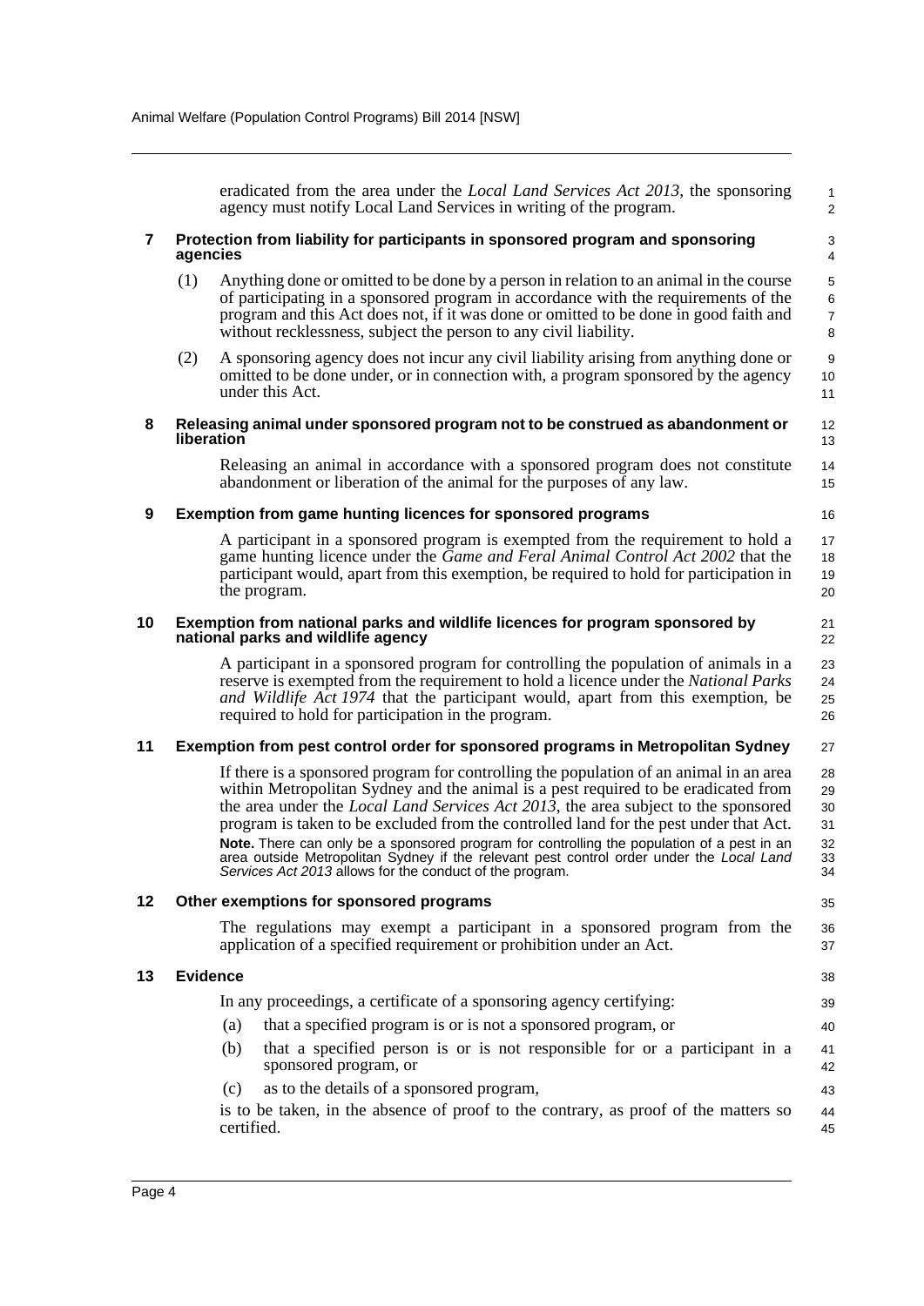eradicated from the area under the *Local Land Services Act 2013*, the sponsoring agency must notify Local Land Services in writing of the program.

### 7 Protection from liability for participants in sponsored program and sponsoring agencies

(1) Anything done or omitted to be done by a person in relation to an animal in the course of participating in a sponsored program in accordance with the requirements of the program and this Act does not, if it was done or omitted to be done in good faith and without recklessness, subject the person to any civil liability.

(2) A sponsoring agency does not incur any civil liability arising from anything done or omitted to be done under, or in connection with, a program sponsored by the agency under this Act.

### 8 Releasing animal under sponsored program not to be construed as abandonment or liberation

Releasing an animal in accordance with a sponsored program does not constitute abandonment or liberation of the animal for the purposes of any law.

### 9 Exemption from game hunting licences for sponsored programs

A participant in a sponsored program is exempted from the requirement to hold a game hunting licence under the *Game and Feral Animal Control Act 2002* that the participant would, apart from this exemption, be required to hold for participation in the program.

### 10 Exemption from national parks and wildlife licences for program sponsored by national parks and wildlife agency

A participant in a sponsored program for controlling the population of animals in a reserve is exempted from the requirement to hold a licence under the *National Parks and Wildlife Act 1974* that the participant would, apart from this exemption, be required to hold for participation in the program.

### 11 Exemption from pest control order for sponsored programs in Metropolitan Sydney

If there is a sponsored program for controlling the population of an animal in an area within Metropolitan Sydney and the animal is a pest required to be eradicated from the area under the *Local Land Services Act 2013*, the area subject to the sponsored program is taken to be excluded from the controlled land for the pest under that Act.

**Note.** There can only be a sponsored program for controlling the population of a pest in an area outside Metropolitan Sydney if the relevant pest control order under the *Local Land Services Act 2013* allows for the conduct of the program.

### 12 Other exemptions for sponsored programs

The regulations may exempt a participant in a sponsored program from the application of a specified requirement or prohibition under an Act.

### 13 Evidence

In any proceedings, a certificate of a sponsoring agency certifying:

(a) that a specified program is or is not a sponsored program, or

(b) that a specified person is or is not responsible for or a participant in a sponsored program, or

(c) as to the details of a sponsored program,

is to be taken, in the absence of proof to the contrary, as proof of the matters so certified.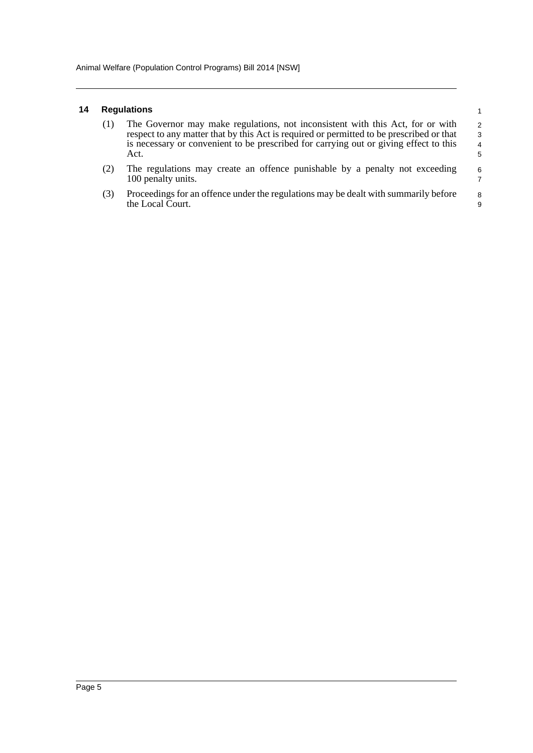## 14 Regulations

(1) The Governor may make regulations, not inconsistent with this Act, for or with respect to any matter that by this Act is required or permitted to be prescribed or that is necessary or convenient to be prescribed for carrying out or giving effect to this Act.

(2) The regulations may create an offence punishable by a penalty not exceeding 100 penalty units.

(3) Proceedings for an offence under the regulations may be dealt with summarily before the Local Court.